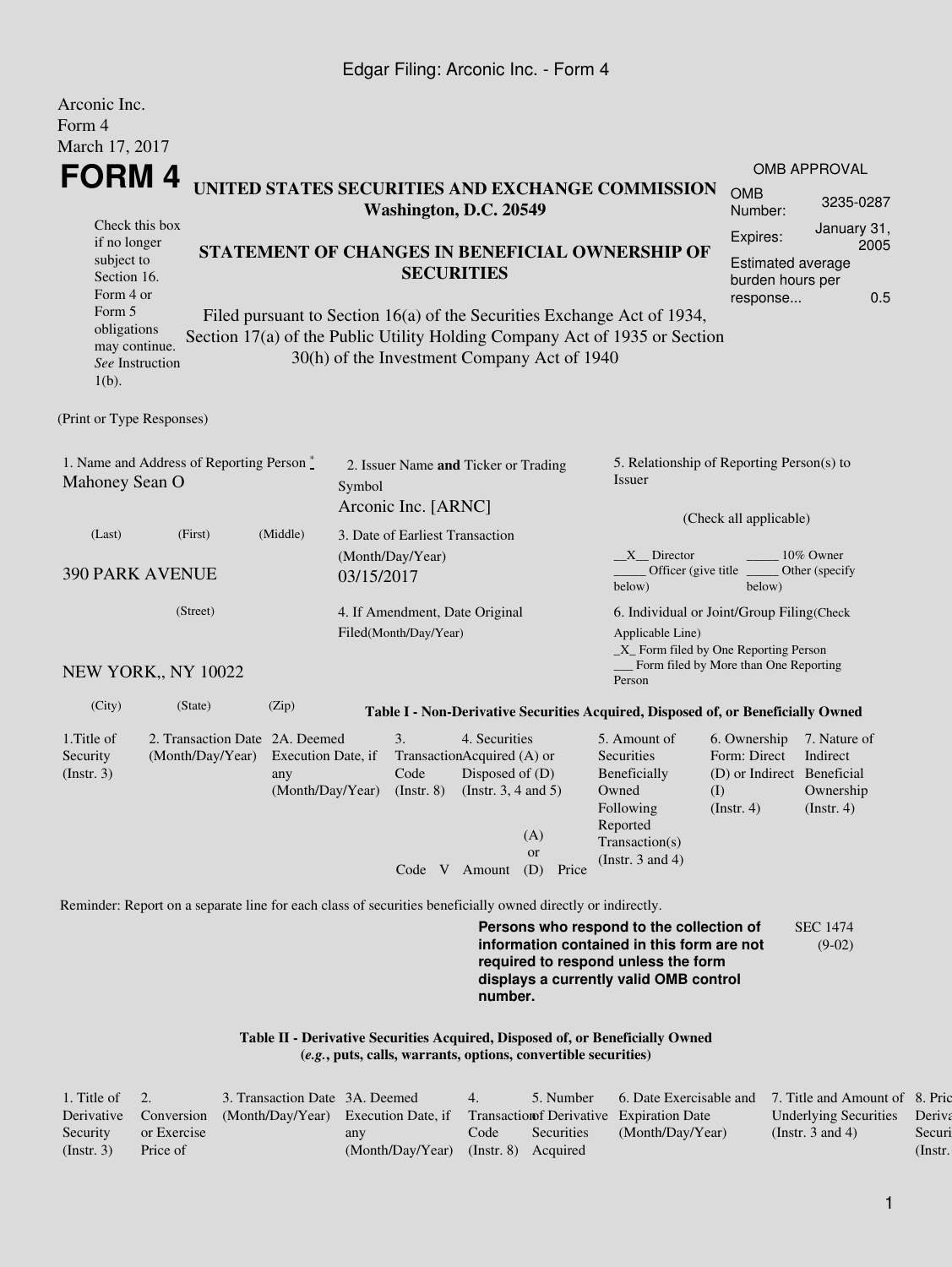Arconic Inc.
Form 4
March 17, 2017

# FORM 4

## UNITED STATES SECURITIES AND EXCHANGE COMMISSION
**Washington, D.C. 20549**

| OMB APPROVAL | |
|---|---|
| OMB Number: | 3235-0287 |
| Expires: | January 31, 2005 |
| Estimated average burden hours per response... | 0.5 |

Check this box if no longer subject to Section 16. Form 4 or Form 5 obligations may continue. *See* Instruction 1(b).

## STATEMENT OF CHANGES IN BENEFICIAL OWNERSHIP OF SECURITIES

Filed pursuant to Section 16(a) of the Securities Exchange Act of 1934, Section 17(a) of the Public Utility Holding Company Act of 1935 or Section 30(h) of the Investment Company Act of 1940

(Print or Type Responses)

1. Name and Address of Reporting Person *
Mahoney Sean O

(Last) (First) (Middle)

390 PARK AVENUE

(Street)

NEW YORK,, NY 10022

(City) (State) (Zip)

2. Issuer Name **and** Ticker or Trading Symbol
Arconic Inc. [ARNC]

3. Date of Earliest Transaction (Month/Day/Year)
03/15/2017

4. If Amendment, Date Original Filed(Month/Day/Year)

5. Relationship of Reporting Person(s) to Issuer

(Check all applicable)

__X__ Director _____ 10% Owner
_____ Officer (give title below) _____ Other (specify below)

6. Individual or Joint/Group Filing(Check Applicable Line)
_X_ Form filed by One Reporting Person
___ Form filed by More than One Reporting Person

**Table I - Non-Derivative Securities Acquired, Disposed of, or Beneficially Owned**

| 1.Title of Security (Instr. 3) | 2. Transaction Date (Month/Day/Year) | 2A. Deemed Execution Date, if any (Month/Day/Year) | 3. Transaction Code (Instr. 8) | | 4. Securities Acquired (A) or Disposed of (D) (Instr. 3, 4 and 5) | | | 5. Amount of Securities Beneficially Owned Following Reported Transaction(s) (Instr. 3 and 4) | 6. Ownership Form: Direct (D) or Indirect (I) (Instr. 4) | 7. Nature of Indirect Beneficial Ownership (Instr. 4) |
|---|---|---|---|---|---|---|---|---|---|---|
| | | | Code | V | Amount | (A) or (D) | Price | | | |

Reminder: Report on a separate line for each class of securities beneficially owned directly or indirectly.

**Persons who respond to the collection of information contained in this form are not required to respond unless the form displays a currently valid OMB control number.**

SEC 1474 (9-02)

**Table II - Derivative Securities Acquired, Disposed of, or Beneficially Owned**
**(*e.g.*, puts, calls, warrants, options, convertible securities)**

| 1. Title of Derivative Security (Instr. 3) | 2. Conversion or Exercise Price of | 3. Transaction Date (Month/Day/Year) | 3A. Deemed Execution Date, if any (Month/Day/Year) | 4. Transaction Code (Instr. 8) | 5. Number of Derivative Securities Acquired | 6. Date Exercisable and Expiration Date (Month/Day/Year) | 7. Title and Amount of Underlying Securities (Instr. 3 and 4) | 8. Price of Derivative Security (Instr. |
|---|---|---|---|---|---|---|---|---|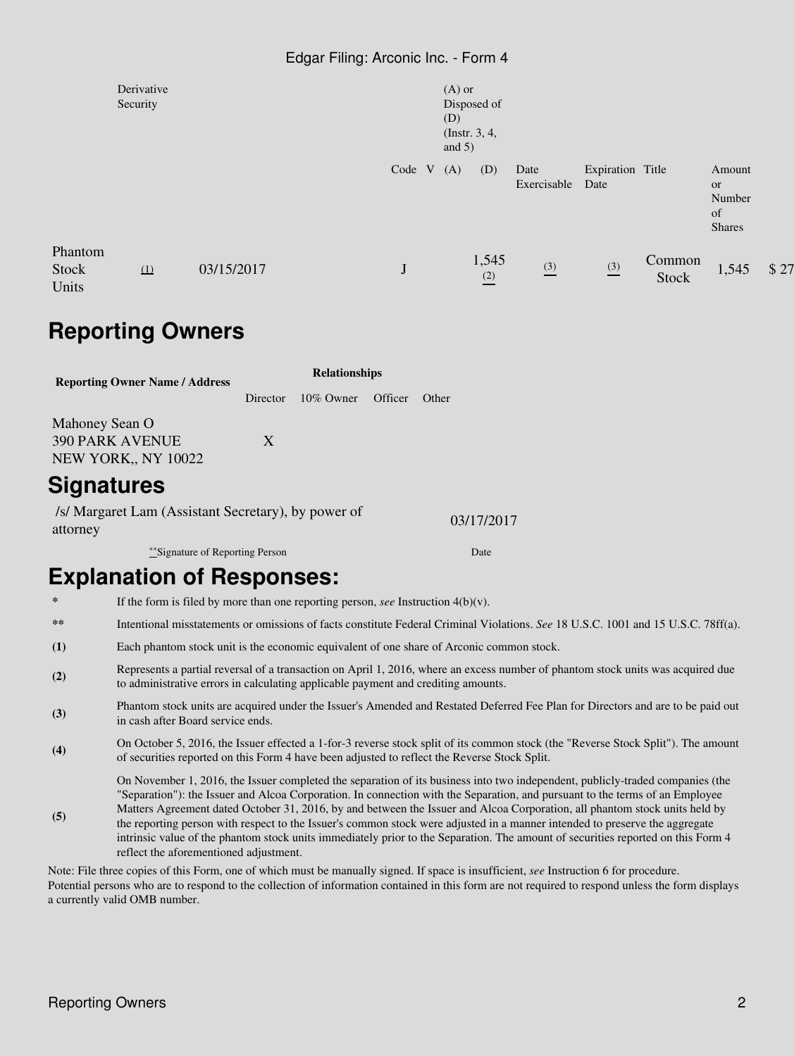| Derivative Security | | | | | | (A) or Disposed of (D) (Instr. 3, 4, and 5) | | | | | |
|---|---|---|---|---|---|---|---|---|---|---|---|
| | | | Code | V | (A) | (D) | Date Exercisable | Expiration Date | Title | Amount or Number of Shares | |
| Phantom Stock Units | (1) | 03/15/2017 | J | | | 1,545 (2) | (3) | (3) | Common Stock | 1,545 | $ 27 |

# Reporting Owners

| Reporting Owner Name / Address | Relationships | | | |
|---|---|---|---|---|
| | Director | 10% Owner | Officer | Other |
| Mahoney Sean O<br>390 PARK AVENUE<br>NEW YORK,, NY 10022 | X | | | |

# Signatures

| | |
|---|---|
| /s/ Margaret Lam (Assistant Secretary), by power of attorney | 03/17/2017 |
| **Signature of Reporting Person | Date |

# Explanation of Responses:

| | |
|---|---|
| * | If the form is filed by more than one reporting person, *see* Instruction 4(b)(v). |
| ** | Intentional misstatements or omissions of facts constitute Federal Criminal Violations. *See* 18 U.S.C. 1001 and 15 U.S.C. 78ff(a). |
| **(1)** | Each phantom stock unit is the economic equivalent of one share of Arconic common stock. |
| **(2)** | Represents a partial reversal of a transaction on April 1, 2016, where an excess number of phantom stock units was acquired due to administrative errors in calculating applicable payment and crediting amounts. |
| **(3)** | Phantom stock units are acquired under the Issuer's Amended and Restated Deferred Fee Plan for Directors and are to be paid out in cash after Board service ends. |
| **(4)** | On October 5, 2016, the Issuer effected a 1-for-3 reverse stock split of its common stock (the "Reverse Stock Split"). The amount of securities reported on this Form 4 have been adjusted to reflect the Reverse Stock Split. |
| **(5)** | On November 1, 2016, the Issuer completed the separation of its business into two independent, publicly-traded companies (the "Separation"): the Issuer and Alcoa Corporation. In connection with the Separation, and pursuant to the terms of an Employee Matters Agreement dated October 31, 2016, by and between the Issuer and Alcoa Corporation, all phantom stock units held by the reporting person with respect to the Issuer's common stock were adjusted in a manner intended to preserve the aggregate intrinsic value of the phantom stock units immediately prior to the Separation. The amount of securities reported on this Form 4 reflect the aforementioned adjustment. |

Note: File three copies of this Form, one of which must be manually signed. If space is insufficient, *see* Instruction 6 for procedure.
Potential persons who are to respond to the collection of information contained in this form are not required to respond unless the form displays a currently valid OMB number.